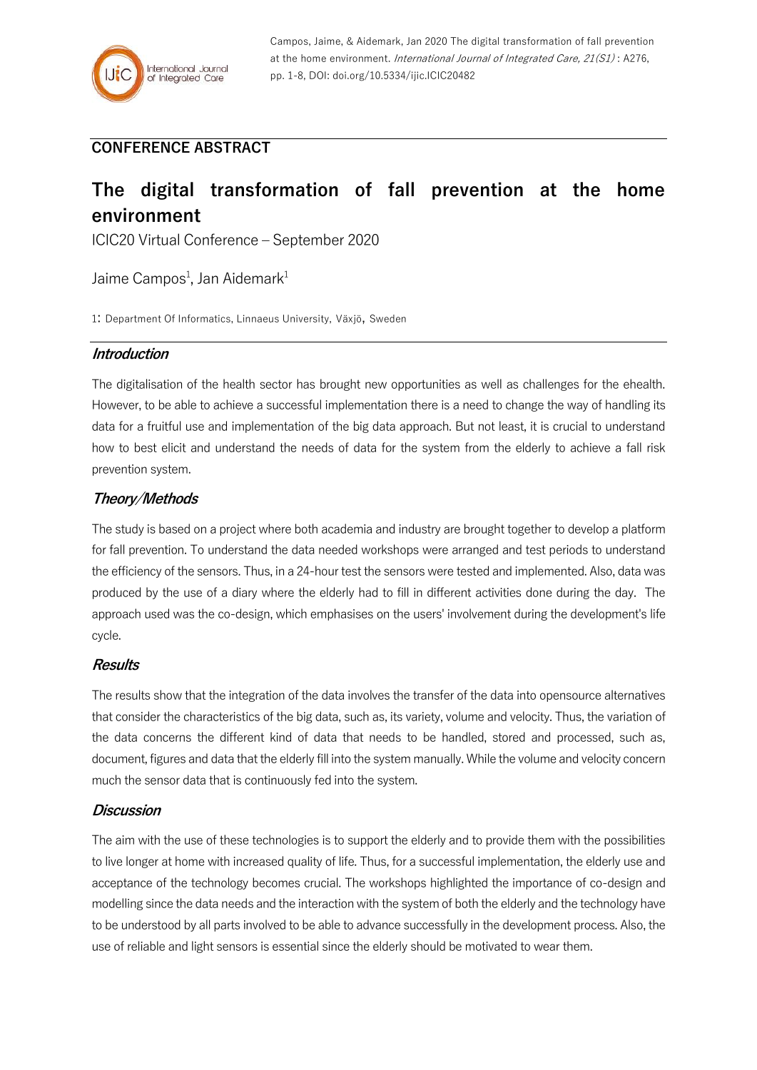Campos, Jaime, & Aidemark, Jan 2020 The digital transformation of fall prevention at the home environment. *International Journal of Integrated Care, 21(S1)* : A276, pp. 1-8, DOI: doi.org/10.5334/ijic.ICIC20482

**CONFERENCE ABSTRACT**

# The digital transformation of fall prevention at the home environment

ICIC20 Virtual Conference – September 2020

Jaime Campos[1], Jan Aidemark[1]

1: Department Of Informatics, Linnaeus University, Växjö, Sweden

## *Introduction*

The digitalisation of the health sector has brought new opportunities as well as challenges for the ehealth. However, to be able to achieve a successful implementation there is a need to change the way of handling its data for a fruitful use and implementation of the big data approach. But not least, it is crucial to understand how to best elicit and understand the needs of data for the system from the elderly to achieve a fall risk prevention system.

## *Theory/Methods*

The study is based on a project where both academia and industry are brought together to develop a platform for fall prevention. To understand the data needed workshops were arranged and test periods to understand the efficiency of the sensors. Thus, in a 24-hour test the sensors were tested and implemented. Also, data was produced by the use of a diary where the elderly had to fill in different activities done during the day. The approach used was the co-design, which emphasises on the users' involvement during the development's life cycle.

## *Results*

The results show that the integration of the data involves the transfer of the data into opensource alternatives that consider the characteristics of the big data, such as, its variety, volume and velocity. Thus, the variation of the data concerns the different kind of data that needs to be handled, stored and processed, such as, document, figures and data that the elderly fill into the system manually. While the volume and velocity concern much the sensor data that is continuously fed into the system.

## *Discussion*

The aim with the use of these technologies is to support the elderly and to provide them with the possibilities to live longer at home with increased quality of life. Thus, for a successful implementation, the elderly use and acceptance of the technology becomes crucial. The workshops highlighted the importance of co-design and modelling since the data needs and the interaction with the system of both the elderly and the technology have to be understood by all parts involved to be able to advance successfully in the development process. Also, the use of reliable and light sensors is essential since the elderly should be motivated to wear them.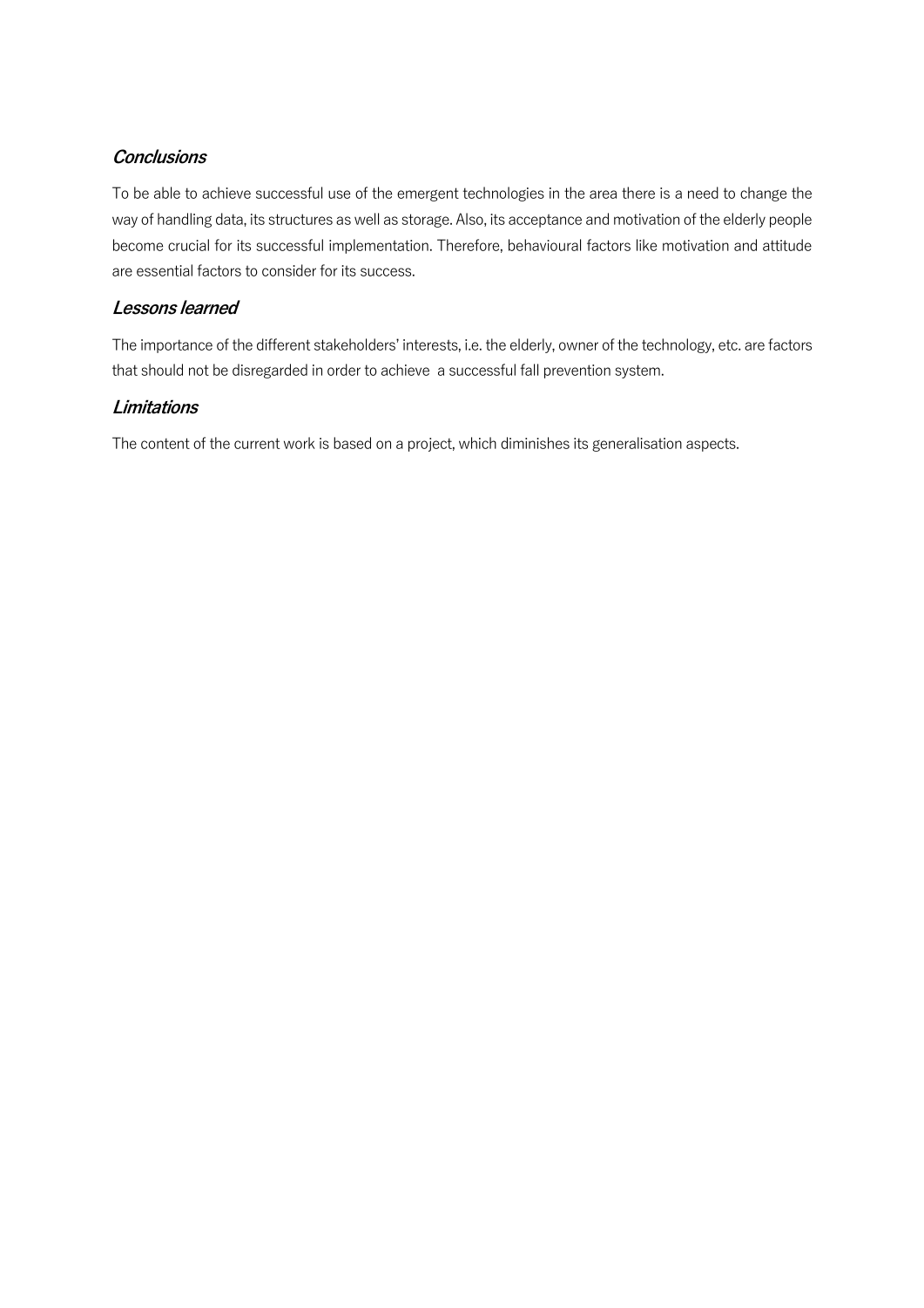### *Conclusions*

To be able to achieve successful use of the emergent technologies in the area there is a need to change the way of handling data, its structures as well as storage. Also, its acceptance and motivation of the elderly people become crucial for its successful implementation. Therefore, behavioural factors like motivation and attitude are essential factors to consider for its success.

### *Lessons learned*

The importance of the different stakeholders' interests, i.e. the elderly, owner of the technology, etc. are factors that should not be disregarded in order to achieve a successful fall prevention system.

### *Limitations*

The content of the current work is based on a project, which diminishes its generalisation aspects.